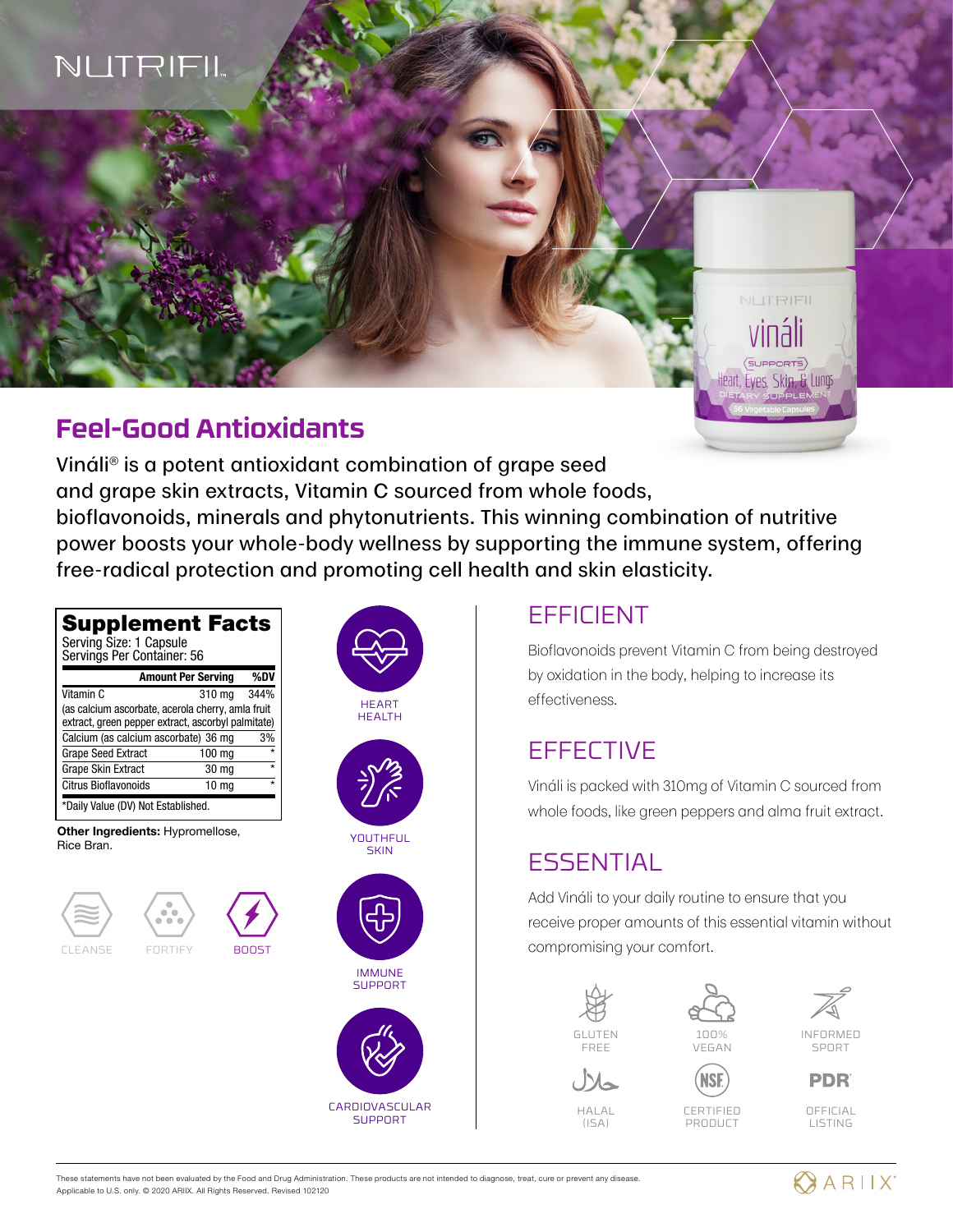NUTRIFII

## Feel-Good Antioxidants

Vináli® is a potent antioxidant combination of grape seed and grape skin extracts, Vitamin C sourced from whole foods, bioflavonoids, minerals and phytonutrients. This winning combination of nutritive power boosts your whole-body wellness by supporting the immune system, offering free-radical protection and promoting cell health and skin elasticity.

### Supplement Facts

Serving Size: 1 Capsule
Servings Per Container: 56

| | Amount Per Serving | %DV |
|---|---|---|
| Vitamin C (as calcium ascorbate, acerola cherry, amla fruit extract, green pepper extract, ascorbyl palmitate) | 310 mg | 344% |
| Calcium (as calcium ascorbate) | 36 mg | 3% |
| Grape Seed Extract | 100 mg | * |
| Grape Skin Extract | 30 mg | * |
| Citrus Bioflavonoids | 10 mg | * |

*Daily Value (DV) Not Established.

**Other Ingredients:** Hypromellose, Rice Bran.

CLEANSE FORTIFY BOOST

HEART HEALTH

YOUTHFUL SKIN

IMMUNE SUPPORT

CARDIOVASCULAR SUPPORT

## EFFICIENT

Bioflavonoids prevent Vitamin C from being destroyed by oxidation in the body, helping to increase its effectiveness.

## EFFECTIVE

Vináli is packed with 310mg of Vitamin C sourced from whole foods, like green peppers and alma fruit extract.

## ESSENTIAL

Add Vináli to your daily routine to ensure that you receive proper amounts of this essential vitamin without compromising your comfort.

GLUTEN FREE

100% VEGAN

INFORMED SPORT

HALAL (ISA)

CERTIFIED PRODUCT

OFFICIAL LISTING

These statements have not been evaluated by the Food and Drug Administration. These products are not intended to diagnose, treat, cure or prevent any disease.
Applicable to U.S. only. © 2020 ARIIX. All Rights Reserved. Revised 102120

ARIIX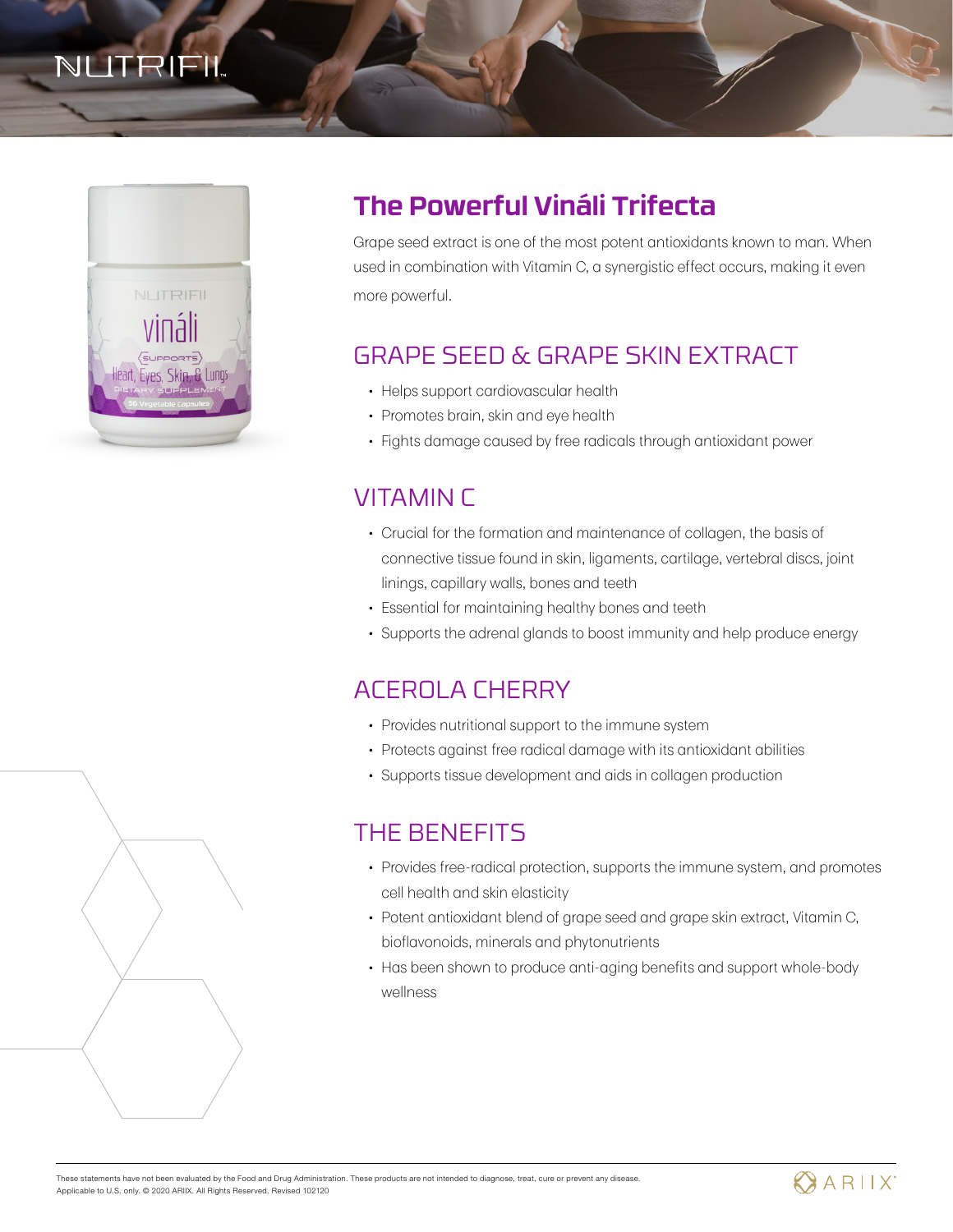NUTRIFII

## The Powerful Vináli Trifecta

Grape seed extract is one of the most potent antioxidants known to man. When used in combination with Vitamin C, a synergistic effect occurs, making it even more powerful.

### GRAPE SEED & GRAPE SKIN EXTRACT

- Helps support cardiovascular health
- Promotes brain, skin and eye health
- Fights damage caused by free radicals through antioxidant power

### VITAMIN C

- Crucial for the formation and maintenance of collagen, the basis of connective tissue found in skin, ligaments, cartilage, vertebral discs, joint linings, capillary walls, bones and teeth
- Essential for maintaining healthy bones and teeth
- Supports the adrenal glands to boost immunity and help produce energy

### ACEROLA CHERRY

- Provides nutritional support to the immune system
- Protects against free radical damage with its antioxidant abilities
- Supports tissue development and aids in collagen production

### THE BENEFITS

- Provides free-radical protection, supports the immune system, and promotes cell health and skin elasticity
- Potent antioxidant blend of grape seed and grape skin extract, Vitamin C, bioflavonoids, minerals and phytonutrients
- Has been shown to produce anti-aging benefits and support whole-body wellness

These statements have not been evaluated by the Food and Drug Administration. These products are not intended to diagnose, treat, cure or prevent any disease. Applicable to U.S. only. © 2020 ARIIX. All Rights Reserved. Revised 102120

ARIIX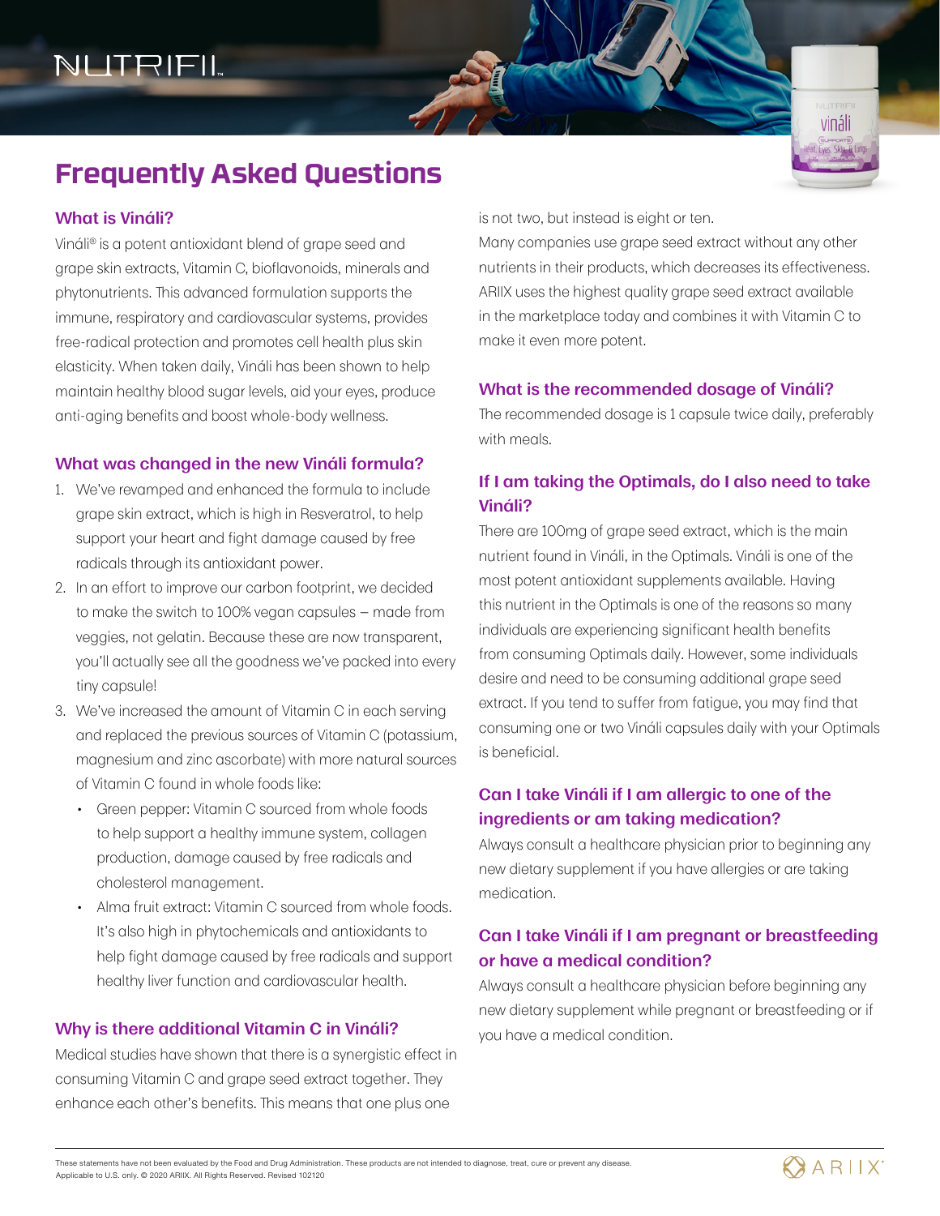NUTRIFII

# Frequently Asked Questions

## What is Vináli?

Vináli® is a potent antioxidant blend of grape seed and grape skin extracts, Vitamin C, bioflavonoids, minerals and phytonutrients. This advanced formulation supports the immune, respiratory and cardiovascular systems, provides free-radical protection and promotes cell health plus skin elasticity. When taken daily, Vináli has been shown to help maintain healthy blood sugar levels, aid your eyes, produce anti-aging benefits and boost whole-body wellness.

## What was changed in the new Vináli formula?

1. We've revamped and enhanced the formula to include grape skin extract, which is high in Resveratrol, to help support your heart and fight damage caused by free radicals through its antioxidant power.
2. In an effort to improve our carbon footprint, we decided to make the switch to 100% vegan capsules – made from veggies, not gelatin. Because these are now transparent, you'll actually see all the goodness we've packed into every tiny capsule!
3. We've increased the amount of Vitamin C in each serving and replaced the previous sources of Vitamin C (potassium, magnesium and zinc ascorbate) with more natural sources of Vitamin C found in whole foods like:
   - Green pepper: Vitamin C sourced from whole foods to help support a healthy immune system, collagen production, damage caused by free radicals and cholesterol management.
   - Alma fruit extract: Vitamin C sourced from whole foods. It's also high in phytochemicals and antioxidants to help fight damage caused by free radicals and support healthy liver function and cardiovascular health.

## Why is there additional Vitamin C in Vináli?

Medical studies have shown that there is a synergistic effect in consuming Vitamin C and grape seed extract together. They enhance each other's benefits. This means that one plus one is not two, but instead is eight or ten.

Many companies use grape seed extract without any other nutrients in their products, which decreases its effectiveness. ARIIX uses the highest quality grape seed extract available in the marketplace today and combines it with Vitamin C to make it even more potent.

## What is the recommended dosage of Vináli?

The recommended dosage is 1 capsule twice daily, preferably with meals.

## If I am taking the Optimals, do I also need to take Vináli?

There are 100mg of grape seed extract, which is the main nutrient found in Vináli, in the Optimals. Vináli is one of the most potent antioxidant supplements available. Having this nutrient in the Optimals is one of the reasons so many individuals are experiencing significant health benefits from consuming Optimals daily. However, some individuals desire and need to be consuming additional grape seed extract. If you tend to suffer from fatigue, you may find that consuming one or two Vináli capsules daily with your Optimals is beneficial.

## Can I take Vináli if I am allergic to one of the ingredients or am taking medication?

Always consult a healthcare physician prior to beginning any new dietary supplement if you have allergies or are taking medication.

## Can I take Vináli if I am pregnant or breastfeeding or have a medical condition?

Always consult a healthcare physician before beginning any new dietary supplement while pregnant or breastfeeding or if you have a medical condition.

These statements have not been evaluated by the Food and Drug Administration. These products are not intended to diagnose, treat, cure or prevent any disease.
Applicable to U.S. only. © 2020 ARIIX. All Rights Reserved. Revised 102120

ARIIX®